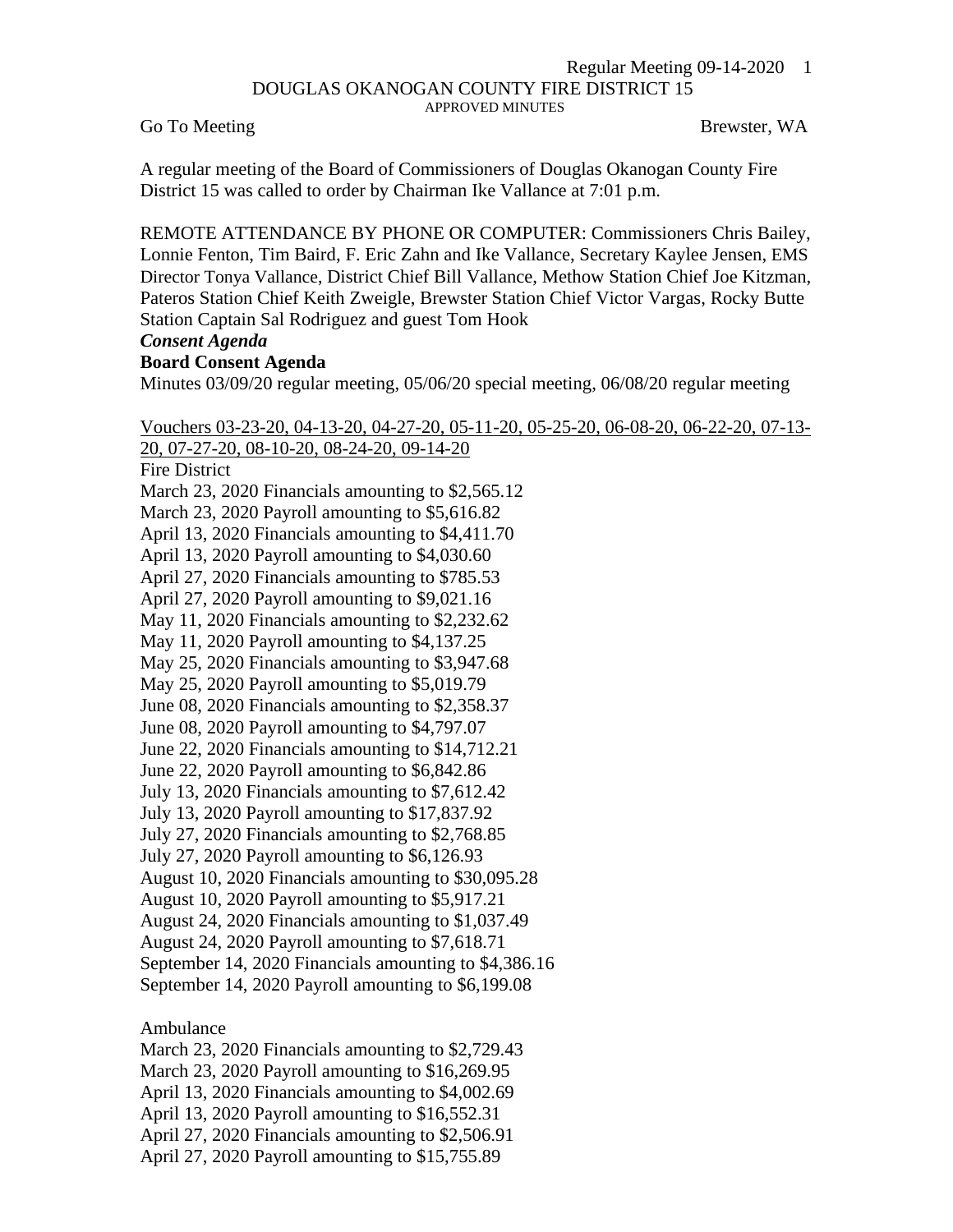# DOUGLAS OKANOGAN COUNTY FIRE DISTRICT 15

APPROVED MINUTES

Go To Meeting Brewster, WA

A regular meeting of the Board of Commissioners of Douglas Okanogan County Fire District 15 was called to order by Chairman Ike Vallance at 7:01 p.m.

REMOTE ATTENDANCE BY PHONE OR COMPUTER: Commissioners Chris Bailey, Lonnie Fenton, Tim Baird, F. Eric Zahn and Ike Vallance, Secretary Kaylee Jensen, EMS Director Tonya Vallance, District Chief Bill Vallance, Methow Station Chief Joe Kitzman, Pateros Station Chief Keith Zweigle, Brewster Station Chief Victor Vargas, Rocky Butte Station Captain Sal Rodriguez and guest Tom Hook

***Consent Agenda***

**Board Consent Agenda**

Minutes 03/09/20 regular meeting, 05/06/20 special meeting, 06/08/20 regular meeting

Vouchers 03-23-20, 04-13-20, 04-27-20, 05-11-20, 05-25-20, 06-08-20, 06-22-20, 07-13-20, 07-27-20, 08-10-20, 08-24-20, 09-14-20

Fire District

March 23, 2020 Financials amounting to $2,565.12
March 23, 2020 Payroll amounting to $5,616.82
April 13, 2020 Financials amounting to $4,411.70
April 13, 2020 Payroll amounting to $4,030.60
April 27, 2020 Financials amounting to $785.53
April 27, 2020 Payroll amounting to $9,021.16
May 11, 2020 Financials amounting to $2,232.62
May 11, 2020 Payroll amounting to $4,137.25
May 25, 2020 Financials amounting to $3,947.68
May 25, 2020 Payroll amounting to $5,019.79
June 08, 2020 Financials amounting to $2,358.37
June 08, 2020 Payroll amounting to $4,797.07
June 22, 2020 Financials amounting to $14,712.21
June 22, 2020 Payroll amounting to $6,842.86
July 13, 2020 Financials amounting to $7,612.42
July 13, 2020 Payroll amounting to $17,837.92
July 27, 2020 Financials amounting to $2,768.85
July 27, 2020 Payroll amounting to $6,126.93
August 10, 2020 Financials amounting to $30,095.28
August 10, 2020 Payroll amounting to $5,917.21
August 24, 2020 Financials amounting to $1,037.49
August 24, 2020 Payroll amounting to $7,618.71
September 14, 2020 Financials amounting to $4,386.16
September 14, 2020 Payroll amounting to $6,199.08

Ambulance

March 23, 2020 Financials amounting to $2,729.43
March 23, 2020 Payroll amounting to $16,269.95
April 13, 2020 Financials amounting to $4,002.69
April 13, 2020 Payroll amounting to $16,552.31
April 27, 2020 Financials amounting to $2,506.91
April 27, 2020 Payroll amounting to $15,755.89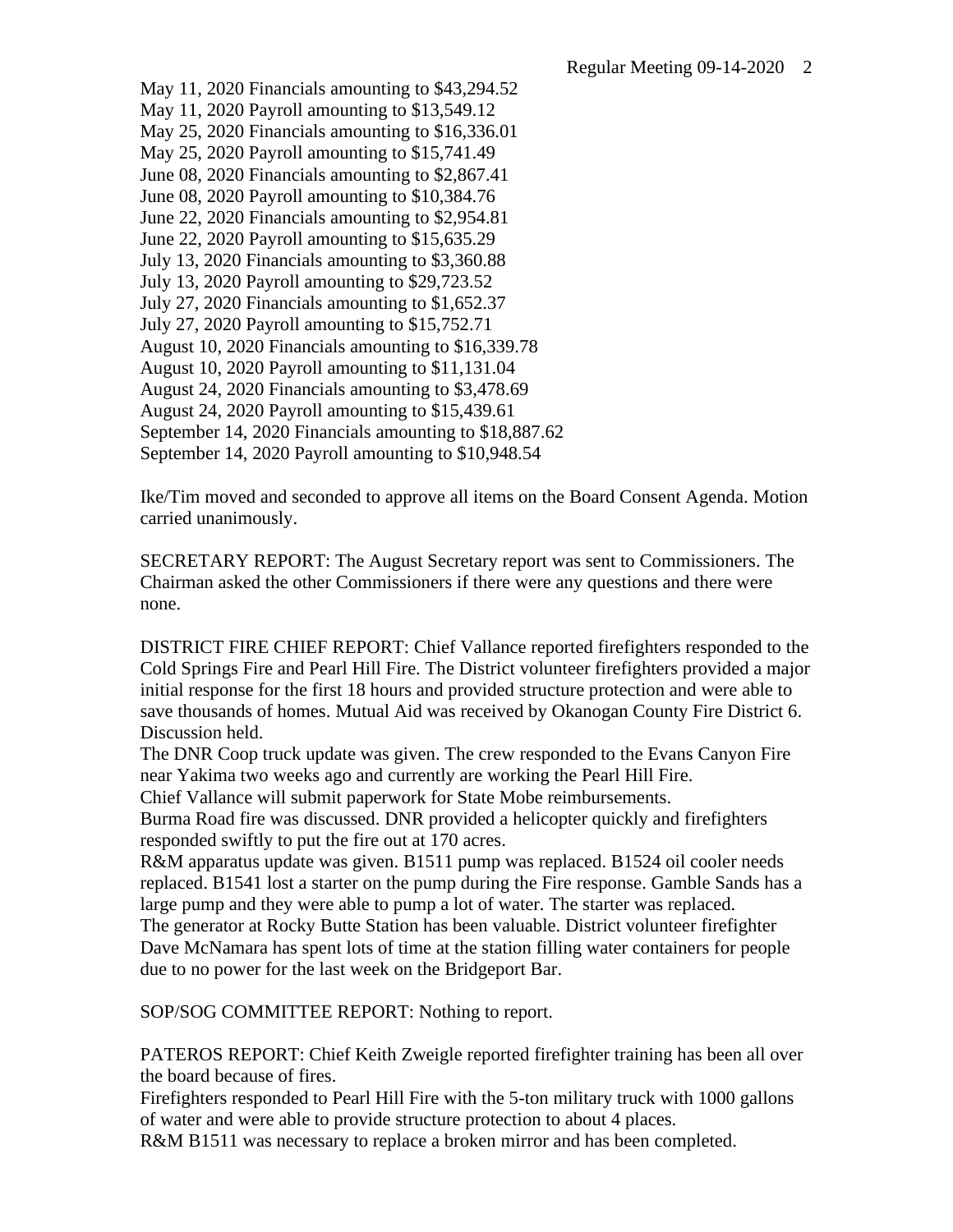May 11, 2020 Financials amounting to $43,294.52
May 11, 2020 Payroll amounting to $13,549.12
May 25, 2020 Financials amounting to $16,336.01
May 25, 2020 Payroll amounting to $15,741.49
June 08, 2020 Financials amounting to $2,867.41
June 08, 2020 Payroll amounting to $10,384.76
June 22, 2020 Financials amounting to $2,954.81
June 22, 2020 Payroll amounting to $15,635.29
July 13, 2020 Financials amounting to $3,360.88
July 13, 2020 Payroll amounting to $29,723.52
July 27, 2020 Financials amounting to $1,652.37
July 27, 2020 Payroll amounting to $15,752.71
August 10, 2020 Financials amounting to $16,339.78
August 10, 2020 Payroll amounting to $11,131.04
August 24, 2020 Financials amounting to $3,478.69
August 24, 2020 Payroll amounting to $15,439.61
September 14, 2020 Financials amounting to $18,887.62
September 14, 2020 Payroll amounting to $10,948.54

Ike/Tim moved and seconded to approve all items on the Board Consent Agenda. Motion carried unanimously.

SECRETARY REPORT: The August Secretary report was sent to Commissioners. The Chairman asked the other Commissioners if there were any questions and there were none.

DISTRICT FIRE CHIEF REPORT: Chief Vallance reported firefighters responded to the Cold Springs Fire and Pearl Hill Fire. The District volunteer firefighters provided a major initial response for the first 18 hours and provided structure protection and were able to save thousands of homes. Mutual Aid was received by Okanogan County Fire District 6. Discussion held.
The DNR Coop truck update was given. The crew responded to the Evans Canyon Fire near Yakima two weeks ago and currently are working the Pearl Hill Fire.
Chief Vallance will submit paperwork for State Mobe reimbursements.
Burma Road fire was discussed. DNR provided a helicopter quickly and firefighters responded swiftly to put the fire out at 170 acres.
R&M apparatus update was given. B1511 pump was replaced. B1524 oil cooler needs replaced. B1541 lost a starter on the pump during the Fire response. Gamble Sands has a large pump and they were able to pump a lot of water. The starter was replaced.
The generator at Rocky Butte Station has been valuable. District volunteer firefighter Dave McNamara has spent lots of time at the station filling water containers for people due to no power for the last week on the Bridgeport Bar.

SOP/SOG COMMITTEE REPORT: Nothing to report.

PATEROS REPORT: Chief Keith Zweigle reported firefighter training has been all over the board because of fires.
Firefighters responded to Pearl Hill Fire with the 5-ton military truck with 1000 gallons of water and were able to provide structure protection to about 4 places.
R&M B1511 was necessary to replace a broken mirror and has been completed.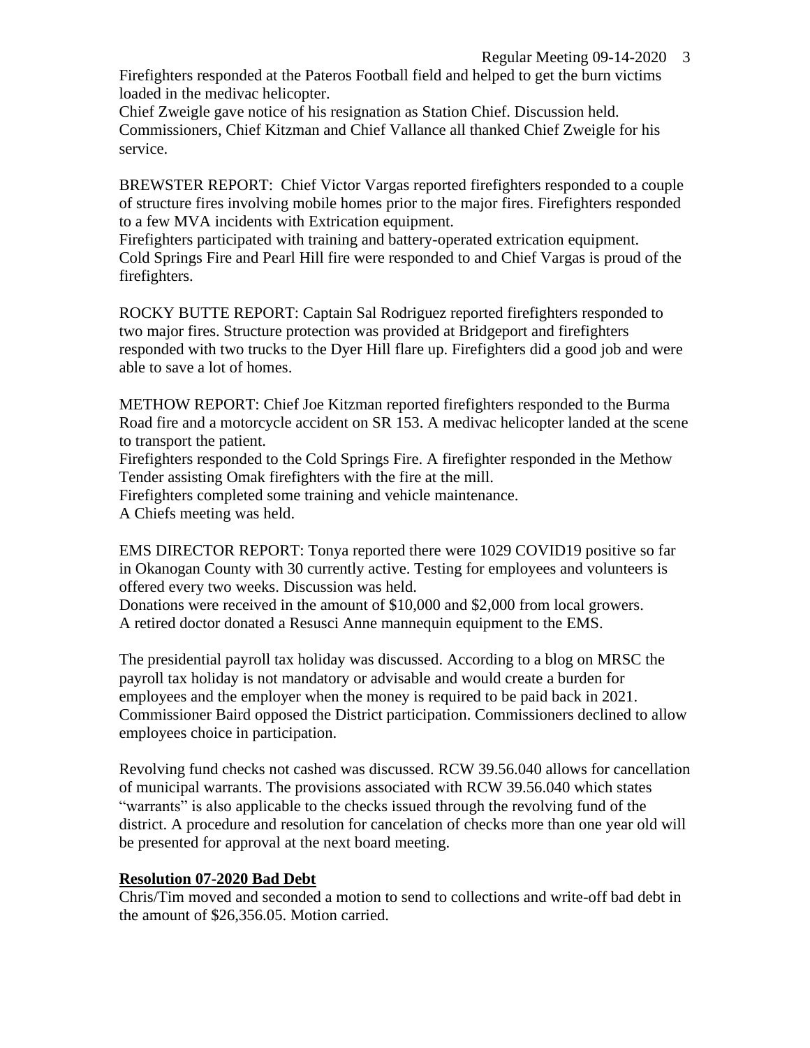Firefighters responded at the Pateros Football field and helped to get the burn victims loaded in the medivac helicopter.
Chief Zweigle gave notice of his resignation as Station Chief. Discussion held. Commissioners, Chief Kitzman and Chief Vallance all thanked Chief Zweigle for his service.

BREWSTER REPORT: Chief Victor Vargas reported firefighters responded to a couple of structure fires involving mobile homes prior to the major fires. Firefighters responded to a few MVA incidents with Extrication equipment.
Firefighters participated with training and battery-operated extrication equipment.
Cold Springs Fire and Pearl Hill fire were responded to and Chief Vargas is proud of the firefighters.

ROCKY BUTTE REPORT: Captain Sal Rodriguez reported firefighters responded to two major fires. Structure protection was provided at Bridgeport and firefighters responded with two trucks to the Dyer Hill flare up. Firefighters did a good job and were able to save a lot of homes.

METHOW REPORT: Chief Joe Kitzman reported firefighters responded to the Burma Road fire and a motorcycle accident on SR 153. A medivac helicopter landed at the scene to transport the patient.
Firefighters responded to the Cold Springs Fire. A firefighter responded in the Methow Tender assisting Omak firefighters with the fire at the mill.
Firefighters completed some training and vehicle maintenance.
A Chiefs meeting was held.

EMS DIRECTOR REPORT: Tonya reported there were 1029 COVID19 positive so far in Okanogan County with 30 currently active. Testing for employees and volunteers is offered every two weeks. Discussion was held.
Donations were received in the amount of $10,000 and $2,000 from local growers.
A retired doctor donated a Resusci Anne mannequin equipment to the EMS.

The presidential payroll tax holiday was discussed. According to a blog on MRSC the payroll tax holiday is not mandatory or advisable and would create a burden for employees and the employer when the money is required to be paid back in 2021. Commissioner Baird opposed the District participation. Commissioners declined to allow employees choice in participation.

Revolving fund checks not cashed was discussed. RCW 39.56.040 allows for cancellation of municipal warrants. The provisions associated with RCW 39.56.040 which states "warrants" is also applicable to the checks issued through the revolving fund of the district. A procedure and resolution for cancelation of checks more than one year old will be presented for approval at the next board meeting.

**Resolution 07-2020 Bad Debt**

Chris/Tim moved and seconded a motion to send to collections and write-off bad debt in the amount of $26,356.05. Motion carried.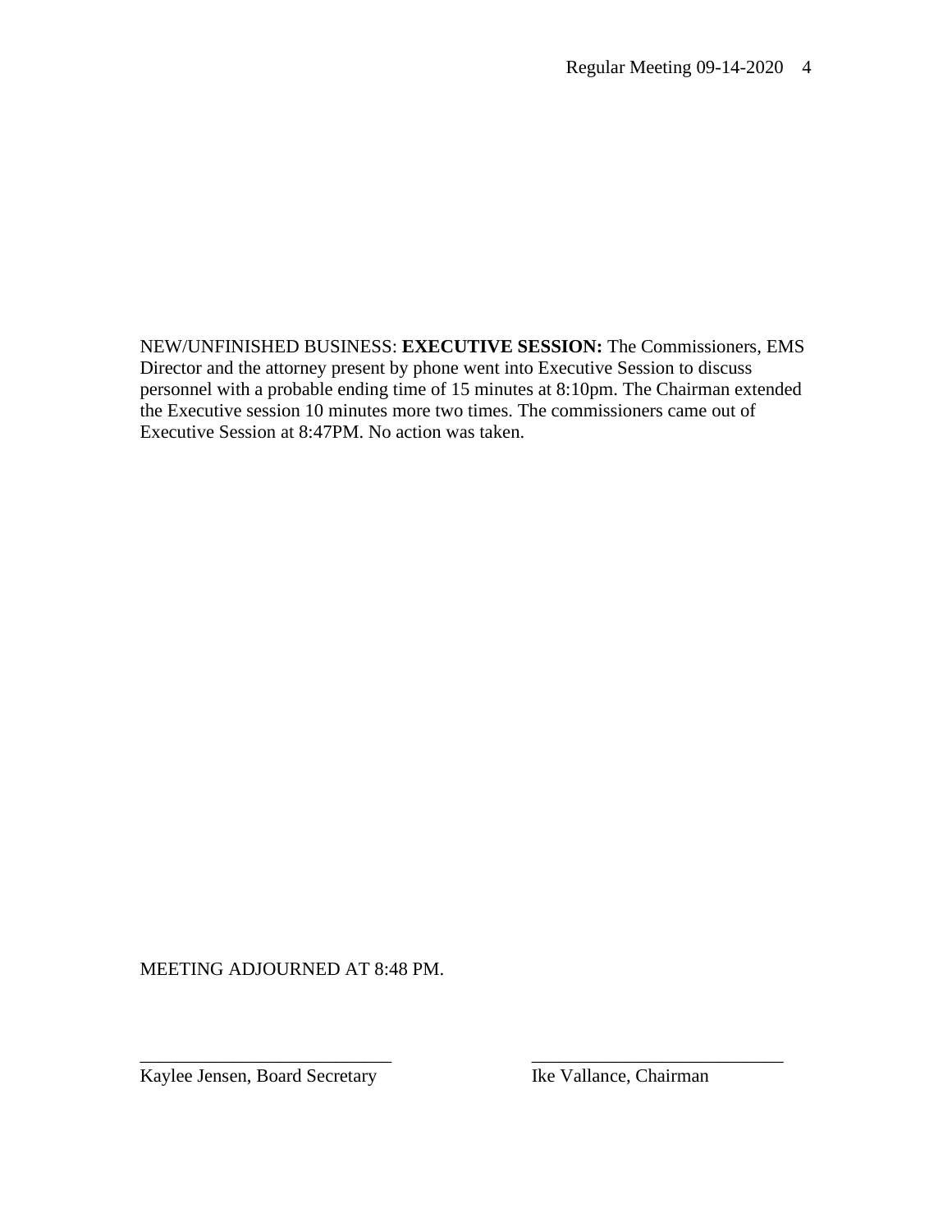NEW/UNFINISHED BUSINESS: **EXECUTIVE SESSION:** The Commissioners, EMS Director and the attorney present by phone went into Executive Session to discuss personnel with a probable ending time of 15 minutes at 8:10pm. The Chairman extended the Executive session 10 minutes more two times. The commissioners came out of Executive Session at 8:47PM. No action was taken.

MEETING ADJOURNED AT 8:48 PM.

| | |
|---|---|
| ____________________________ | ____________________________ |
| Kaylee Jensen, Board Secretary | Ike Vallance, Chairman |